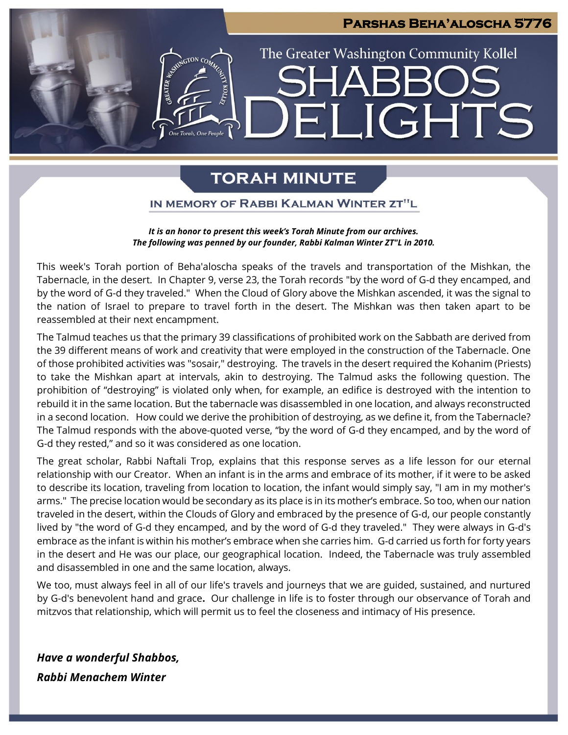**Parshas Beha'aloscha 5776**

The Greater Washington Community Kollel

# SHABBOS DELIGHTS

## TORAH MINUTE

### IN MEMORY OF RABBI KALMAN WINTER ZT"L

***It is an honor to present this week's Torah Minute from our archives.***
***The following was penned by our founder, Rabbi Kalman Winter ZT"L in 2010.***

This week's Torah portion of Beha'aloscha speaks of the travels and transportation of the Mishkan, the Tabernacle, in the desert. In Chapter 9, verse 23, the Torah records "by the word of G-d they encamped, and by the word of G-d they traveled." When the Cloud of Glory above the Mishkan ascended, it was the signal to the nation of Israel to prepare to travel forth in the desert. The Mishkan was then taken apart to be reassembled at their next encampment.

The Talmud teaches us that the primary 39 classifications of prohibited work on the Sabbath are derived from the 39 different means of work and creativity that were employed in the construction of the Tabernacle. One of those prohibited activities was "sosair," destroying. The travels in the desert required the Kohanim (Priests) to take the Mishkan apart at intervals, akin to destroying. The Talmud asks the following question. The prohibition of "destroying" is violated only when, for example, an edifice is destroyed with the intention to rebuild it in the same location. But the tabernacle was disassembled in one location, and always reconstructed in a second location. How could we derive the prohibition of destroying, as we define it, from the Tabernacle? The Talmud responds with the above-quoted verse, "by the word of G-d they encamped, and by the word of G-d they rested," and so it was considered as one location.

The great scholar, Rabbi Naftali Trop, explains that this response serves as a life lesson for our eternal relationship with our Creator. When an infant is in the arms and embrace of its mother, if it were to be asked to describe its location, traveling from location to location, the infant would simply say, "I am in my mother's arms." The precise location would be secondary as its place is in its mother's embrace. So too, when our nation traveled in the desert, within the Clouds of Glory and embraced by the presence of G-d, our people constantly lived by "the word of G-d they encamped, and by the word of G-d they traveled." They were always in G-d's embrace as the infant is within his mother's embrace when she carries him. G-d carried us forth for forty years in the desert and He was our place, our geographical location. Indeed, the Tabernacle was truly assembled and disassembled in one and the same location, always.

We too, must always feel in all of our life's travels and journeys that we are guided, sustained, and nurtured by G-d's benevolent hand and grace**.** Our challenge in life is to foster through our observance of Torah and mitzvos that relationship, which will permit us to feel the closeness and intimacy of His presence.

***Have a wonderful Shabbos,***
***Rabbi Menachem Winter***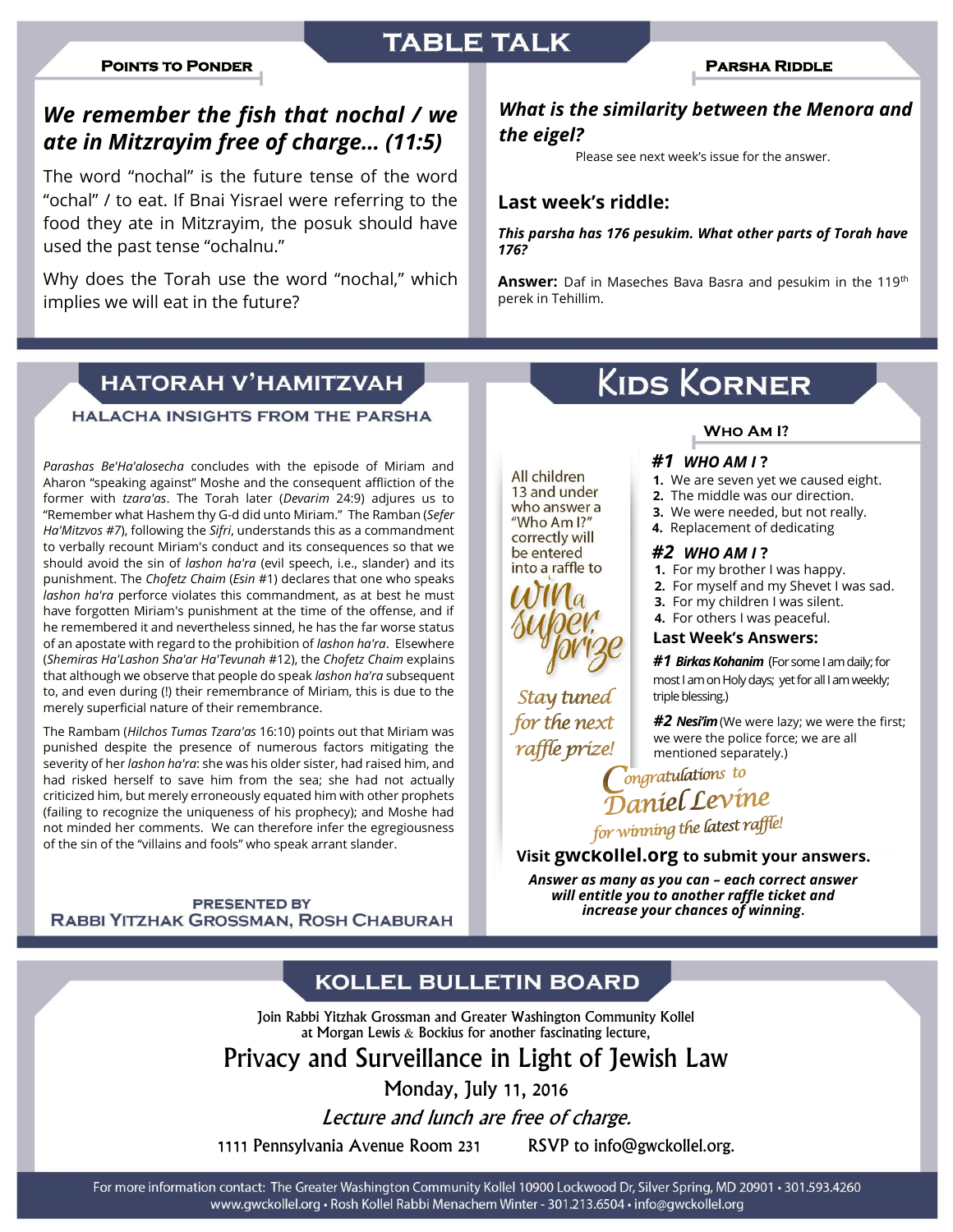# TABLE TALK

## Points to Ponder

***We remember the fish that nochal / we ate in Mitzrayim free of charge... (11:5)***

The word "nochal" is the future tense of the word "ochal" / to eat. If Bnai Yisrael were referring to the food they ate in Mitzrayim, the posuk should have used the past tense "ochalnu."

Why does the Torah use the word "nochal," which implies we will eat in the future?

## Parsha Riddle

***What is the similarity between the Menora and the eigel?***

Please see next week's issue for the answer.

### Last week's riddle:

***This parsha has 176 pesukim. What other parts of Torah have 176?***

**Answer:** Daf in Maseches Bava Basra and pesukim in the 119th perek in Tehillim.

# HATORAH V'HAMITZVAH

## HALACHA INSIGHTS FROM THE PARSHA

*Parashas Be'Ha'alosecha* concludes with the episode of Miriam and Aharon "speaking against" Moshe and the consequent affliction of the former with *tzara'as*. The Torah later (*Devarim* 24:9) adjures us to "Remember what Hashem thy G-d did unto Miriam." The Ramban (*Sefer Ha'Mitzvos* #7), following the *Sifri*, understands this as a commandment to verbally recount Miriam's conduct and its consequences so that we should avoid the sin of *lashon ha'ra* (evil speech, i.e., slander) and its punishment. The *Chofetz Chaim* (*Esin* #1) declares that one who speaks *lashon ha'ra* perforce violates this commandment, as at best he must have forgotten Miriam's punishment at the time of the offense, and if he remembered it and nevertheless sinned, he has the far worse status of an apostate with regard to the prohibition of *lashon ha'ra*. Elsewhere (*Shemiras Ha'Lashon Sha'ar Ha'Tevunah* #12), the *Chofetz Chaim* explains that although we observe that people do speak *lashon ha'ra* subsequent to, and even during (!) their remembrance of Miriam, this is due to the merely superficial nature of their remembrance.

The Rambam (*Hilchos Tumas Tzara'as* 16:10) points out that Miriam was punished despite the presence of numerous factors mitigating the severity of her *lashon ha'ra*: she was his older sister, had raised him, and had risked herself to save him from the sea; she had not actually criticized him, but merely erroneously equated him with other prophets (failing to recognize the uniqueness of his prophecy); and Moshe had not minded her comments. We can therefore infer the egregiousness of the sin of the "villains and fools" who speak arrant slander.

PRESENTED BY
RABBI YITZHAK GROSSMAN, ROSH CHABURAH

# KIDS KORNER

## Who Am I?

All children 13 and under who answer a "Who Am I?" correctly will be entered into a raffle to win a super prize

Stay tuned for the next raffle prize!

### #1 WHO AM I ?

1. We are seven yet we caused eight.
2. The middle was our direction.
3. We were needed, but not really.
4. Replacement of dedicating

### #2 WHO AM I ?

1. For my brother I was happy.
2. For myself and my Shevet I was sad.
3. For my children I was silent.
4. For others I was peaceful.

### Last Week's Answers:

**#1 Birkas Kohanim** (For some I am daily; for most I am on Holy days; yet for all I am weekly; triple blessing.)

**#2 Nesi'im** (We were lazy; we were the first; we were the police force; we are all mentioned separately.)

Congratulations to Daniel Levine for winning the latest raffle!

**Visit gwckollel.org to submit your answers.**

***Answer as many as you can – each correct answer will entitle you to another raffle ticket and increase your chances of winning.***

# KOLLEL BULLETIN BOARD

Join Rabbi Yitzhak Grossman and Greater Washington Community Kollel at Morgan Lewis & Bockius for another fascinating lecture,

## Privacy and Surveillance in Light of Jewish Law

Monday, July 11, 2016

*Lecture and lunch are free of charge.*

1111 Pennsylvania Avenue Room 231 RSVP to info@gwckollel.org.

For more information contact: The Greater Washington Community Kollel 10900 Lockwood Dr, Silver Spring, MD 20901 • 301.593.4260
www.gwckollel.org • Rosh Kollel Rabbi Menachem Winter - 301.213.6504 • info@gwckollel.org